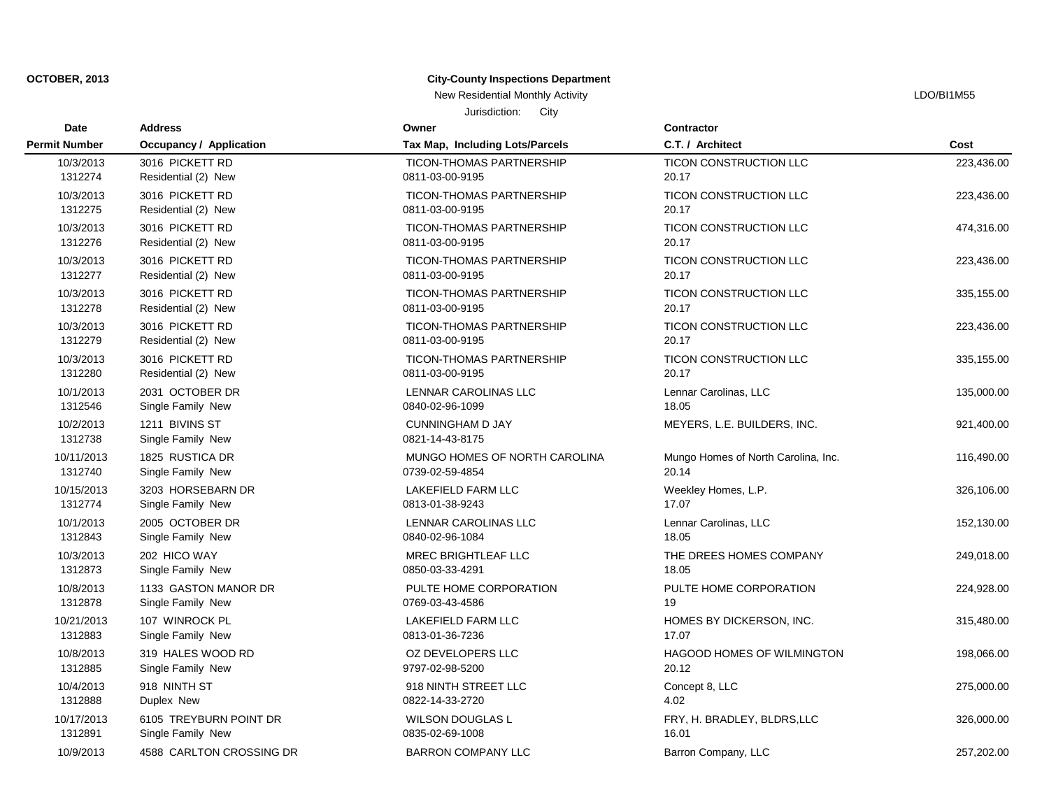**OCTOBER, 2013**

**City-County Inspections Department**

New Residential Monthly Activity

Jurisdiction: City

LDO/BI1M55

| Date / Permit Number | Address / Occupancy / Application | Owner / Tax Map, Including Lots/Parcels | Contractor / C.T. / Architect | Cost |
|---|---|---|---|---|
| 10/3/2013<br>1312274 | 3016 PICKETT RD<br>Residential (2) New | TICON-THOMAS PARTNERSHIP<br>0811-03-00-9195 | TICON CONSTRUCTION LLC<br>20.17 | 223,436.00 |
| 10/3/2013<br>1312275 | 3016 PICKETT RD<br>Residential (2) New | TICON-THOMAS PARTNERSHIP<br>0811-03-00-9195 | TICON CONSTRUCTION LLC<br>20.17 | 223,436.00 |
| 10/3/2013<br>1312276 | 3016 PICKETT RD<br>Residential (2) New | TICON-THOMAS PARTNERSHIP<br>0811-03-00-9195 | TICON CONSTRUCTION LLC<br>20.17 | 474,316.00 |
| 10/3/2013<br>1312277 | 3016 PICKETT RD<br>Residential (2) New | TICON-THOMAS PARTNERSHIP<br>0811-03-00-9195 | TICON CONSTRUCTION LLC<br>20.17 | 223,436.00 |
| 10/3/2013<br>1312278 | 3016 PICKETT RD<br>Residential (2) New | TICON-THOMAS PARTNERSHIP<br>0811-03-00-9195 | TICON CONSTRUCTION LLC<br>20.17 | 335,155.00 |
| 10/3/2013<br>1312279 | 3016 PICKETT RD<br>Residential (2) New | TICON-THOMAS PARTNERSHIP<br>0811-03-00-9195 | TICON CONSTRUCTION LLC<br>20.17 | 223,436.00 |
| 10/3/2013<br>1312280 | 3016 PICKETT RD<br>Residential (2) New | TICON-THOMAS PARTNERSHIP<br>0811-03-00-9195 | TICON CONSTRUCTION LLC<br>20.17 | 335,155.00 |
| 10/1/2013<br>1312546 | 2031 OCTOBER DR<br>Single Family New | LENNAR CAROLINAS LLC<br>0840-02-96-1099 | Lennar Carolinas, LLC<br>18.05 | 135,000.00 |
| 10/2/2013<br>1312738 | 1211 BIVINS ST<br>Single Family New | CUNNINGHAM D JAY<br>0821-14-43-8175 | MEYERS, L.E. BUILDERS, INC. | 921,400.00 |
| 10/11/2013<br>1312740 | 1825 RUSTICA DR<br>Single Family New | MUNGO HOMES OF NORTH CAROLINA<br>0739-02-59-4854 | Mungo Homes of North Carolina, Inc.<br>20.14 | 116,490.00 |
| 10/15/2013<br>1312774 | 3203 HORSEBARN DR<br>Single Family New | LAKEFIELD FARM LLC<br>0813-01-38-9243 | Weekley Homes, L.P.<br>17.07 | 326,106.00 |
| 10/1/2013<br>1312843 | 2005 OCTOBER DR<br>Single Family New | LENNAR CAROLINAS LLC<br>0840-02-96-1084 | Lennar Carolinas, LLC<br>18.05 | 152,130.00 |
| 10/3/2013<br>1312873 | 202 HICO WAY<br>Single Family New | MREC BRIGHTLEAF LLC<br>0850-03-33-4291 | THE DREES HOMES COMPANY<br>18.05 | 249,018.00 |
| 10/8/2013<br>1312878 | 1133 GASTON MANOR DR<br>Single Family New | PULTE HOME CORPORATION<br>0769-03-43-4586 | PULTE HOME CORPORATION<br>19 | 224,928.00 |
| 10/21/2013<br>1312883 | 107 WINROCK PL<br>Single Family New | LAKEFIELD FARM LLC<br>0813-01-36-7236 | HOMES BY DICKERSON, INC.<br>17.07 | 315,480.00 |
| 10/8/2013<br>1312885 | 319 HALES WOOD RD<br>Single Family New | OZ DEVELOPERS LLC<br>9797-02-98-5200 | HAGOOD HOMES OF WILMINGTON<br>20.12 | 198,066.00 |
| 10/4/2013<br>1312888 | 918 NINTH ST<br>Duplex New | 918 NINTH STREET LLC<br>0822-14-33-2720 | Concept 8, LLC<br>4.02 | 275,000.00 |
| 10/17/2013<br>1312891 | 6105 TREYBURN POINT DR<br>Single Family New | WILSON DOUGLAS L<br>0835-02-69-1008 | FRY, H. BRADLEY, BLDRS,LLC<br>16.01 | 326,000.00 |
| 10/9/2013 | 4588 CARLTON CROSSING DR | BARRON COMPANY LLC | Barron Company, LLC | 257,202.00 |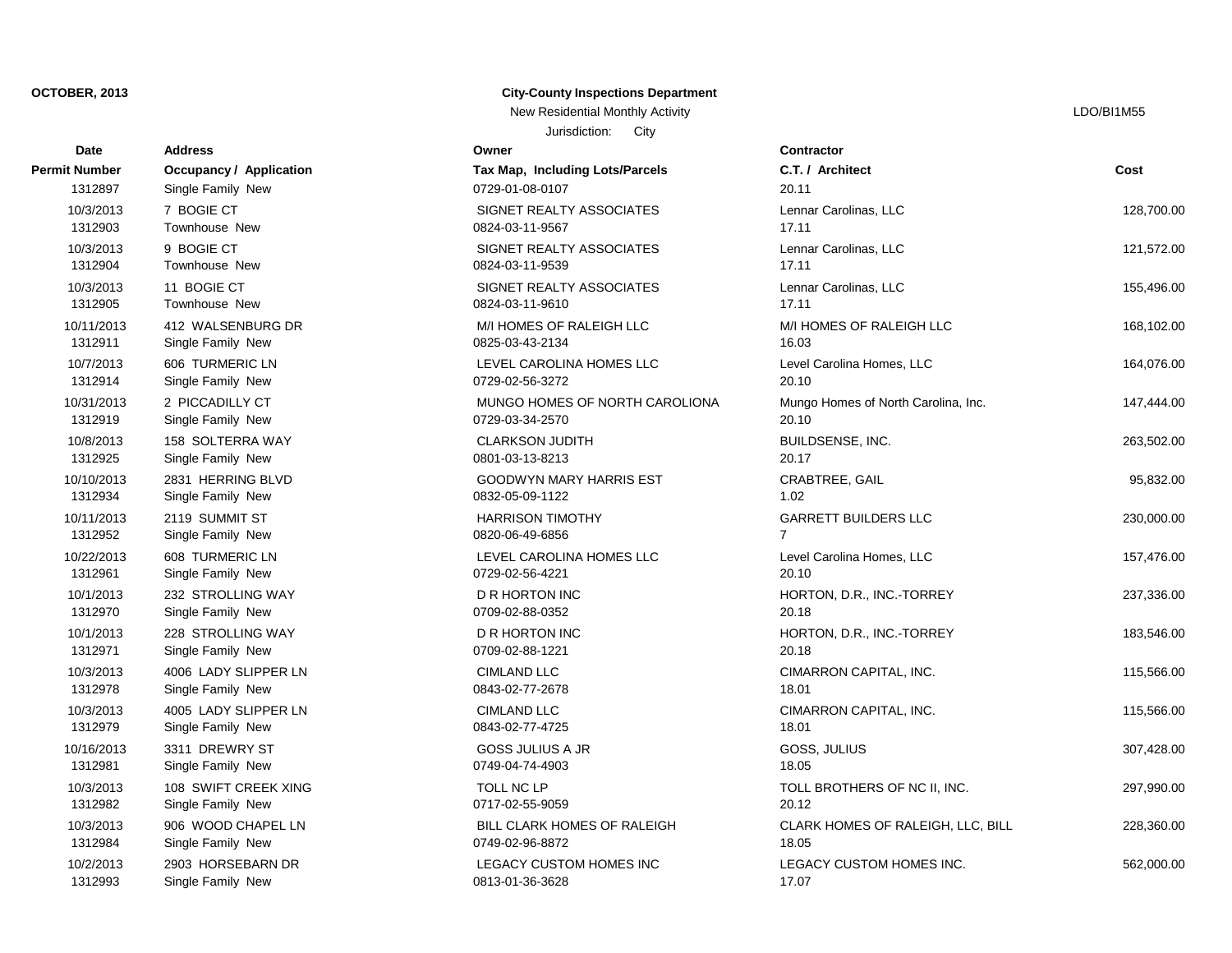**OCTOBER, 2013**

**City-County Inspections Department**

New Residential Monthly Activity

Jurisdiction: City

LDO/BI1M55

| Date / Permit Number | Address / Occupancy / Application | Owner / Tax Map, Including Lots/Parcels | Contractor / C.T. / Architect | Cost |
|---|---|---|---|---|
| 1312897 | Single Family New | 0729-01-08-0107 | 20.11 | |
| 10/3/2013 | 7 BOGIE CT | SIGNET REALTY ASSOCIATES | Lennar Carolinas, LLC | 128,700.00 |
| 1312903 | Townhouse New | 0824-03-11-9567 | 17.11 | |
| 10/3/2013 | 9 BOGIE CT | SIGNET REALTY ASSOCIATES | Lennar Carolinas, LLC | 121,572.00 |
| 1312904 | Townhouse New | 0824-03-11-9539 | 17.11 | |
| 10/3/2013 | 11 BOGIE CT | SIGNET REALTY ASSOCIATES | Lennar Carolinas, LLC | 155,496.00 |
| 1312905 | Townhouse New | 0824-03-11-9610 | 17.11 | |
| 10/11/2013 | 412 WALSENBURG DR | M/I HOMES OF RALEIGH LLC | M/I HOMES OF RALEIGH LLC | 168,102.00 |
| 1312911 | Single Family New | 0825-03-43-2134 | 16.03 | |
| 10/7/2013 | 606 TURMERIC LN | LEVEL CAROLINA HOMES LLC | Level Carolina Homes, LLC | 164,076.00 |
| 1312914 | Single Family New | 0729-02-56-3272 | 20.10 | |
| 10/31/2013 | 2 PICCADILLY CT | MUNGO HOMES OF NORTH CAROLIONA | Mungo Homes of North Carolina, Inc. | 147,444.00 |
| 1312919 | Single Family New | 0729-03-34-2570 | 20.10 | |
| 10/8/2013 | 158 SOLTERRA WAY | CLARKSON JUDITH | BUILDSENSE, INC. | 263,502.00 |
| 1312925 | Single Family New | 0801-03-13-8213 | 20.17 | |
| 10/10/2013 | 2831 HERRING BLVD | GOODWYN MARY HARRIS EST | CRABTREE, GAIL | 95,832.00 |
| 1312934 | Single Family New | 0832-05-09-1122 | 1.02 | |
| 10/11/2013 | 2119 SUMMIT ST | HARRISON TIMOTHY | GARRETT BUILDERS LLC | 230,000.00 |
| 1312952 | Single Family New | 0820-06-49-6856 | 7 | |
| 10/22/2013 | 608 TURMERIC LN | LEVEL CAROLINA HOMES LLC | Level Carolina Homes, LLC | 157,476.00 |
| 1312961 | Single Family New | 0729-02-56-4221 | 20.10 | |
| 10/1/2013 | 232 STROLLING WAY | D R HORTON INC | HORTON, D.R., INC.-TORREY | 237,336.00 |
| 1312970 | Single Family New | 0709-02-88-0352 | 20.18 | |
| 10/1/2013 | 228 STROLLING WAY | D R HORTON INC | HORTON, D.R., INC.-TORREY | 183,546.00 |
| 1312971 | Single Family New | 0709-02-88-1221 | 20.18 | |
| 10/3/2013 | 4006 LADY SLIPPER LN | CIMLAND LLC | CIMARRON CAPITAL, INC. | 115,566.00 |
| 1312978 | Single Family New | 0843-02-77-2678 | 18.01 | |
| 10/3/2013 | 4005 LADY SLIPPER LN | CIMLAND LLC | CIMARRON CAPITAL, INC. | 115,566.00 |
| 1312979 | Single Family New | 0843-02-77-4725 | 18.01 | |
| 10/16/2013 | 3311 DREWRY ST | GOSS JULIUS A JR | GOSS, JULIUS | 307,428.00 |
| 1312981 | Single Family New | 0749-04-74-4903 | 18.05 | |
| 10/3/2013 | 108 SWIFT CREEK XING | TOLL NC LP | TOLL BROTHERS OF NC II, INC. | 297,990.00 |
| 1312982 | Single Family New | 0717-02-55-9059 | 20.12 | |
| 10/3/2013 | 906 WOOD CHAPEL LN | BILL CLARK HOMES OF RALEIGH | CLARK HOMES OF RALEIGH, LLC, BILL | 228,360.00 |
| 1312984 | Single Family New | 0749-02-96-8872 | 18.05 | |
| 10/2/2013 | 2903 HORSEBARN DR | LEGACY CUSTOM HOMES INC | LEGACY CUSTOM HOMES INC. | 562,000.00 |
| 1312993 | Single Family New | 0813-01-36-3628 | 17.07 | |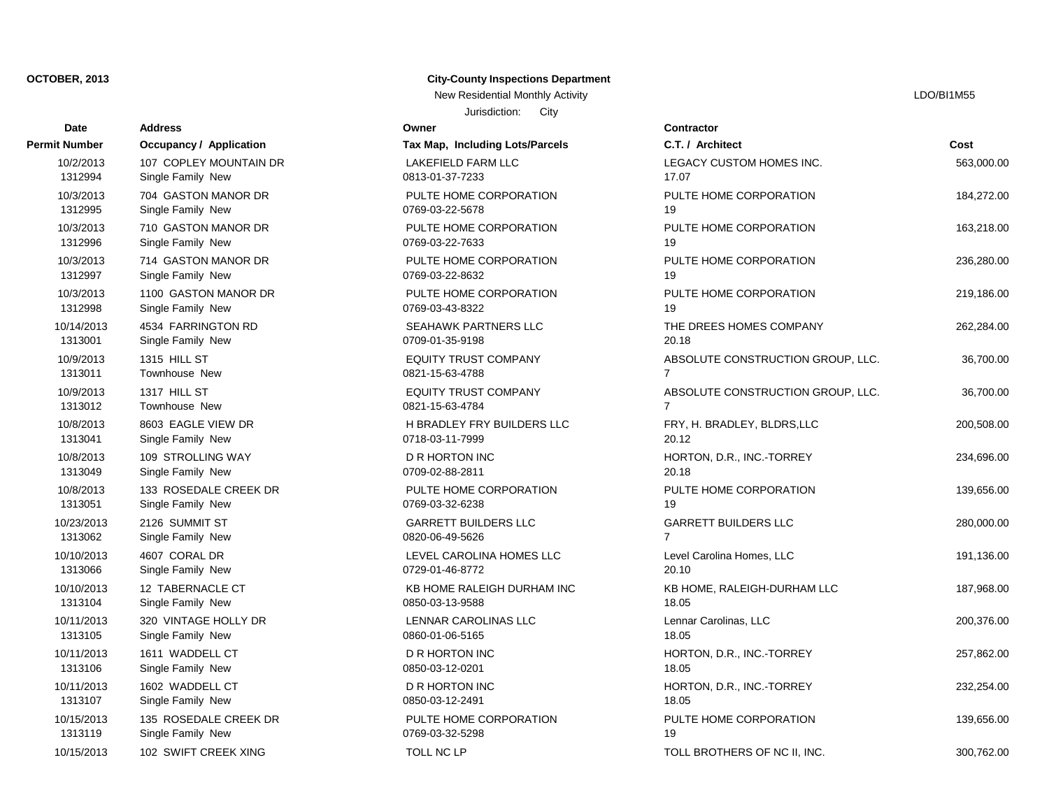**OCTOBER, 2013**

**City-County Inspections Department**

New Residential Monthly Activity

Jurisdiction: City

LDO/BI1M55

| Date / Permit Number | Address / Occupancy / Application | Owner / Tax Map, Including Lots/Parcels | Contractor / C.T. / Architect | Cost |
|---|---|---|---|---|
| 10/2/2013<br>1312994 | 107 COPLEY MOUNTAIN DR<br>Single Family New | LAKEFIELD FARM LLC<br>0813-01-37-7233 | LEGACY CUSTOM HOMES INC.<br>17.07 | 563,000.00 |
| 10/3/2013<br>1312995 | 704 GASTON MANOR DR<br>Single Family New | PULTE HOME CORPORATION<br>0769-03-22-5678 | PULTE HOME CORPORATION<br>19 | 184,272.00 |
| 10/3/2013<br>1312996 | 710 GASTON MANOR DR<br>Single Family New | PULTE HOME CORPORATION<br>0769-03-22-7633 | PULTE HOME CORPORATION<br>19 | 163,218.00 |
| 10/3/2013<br>1312997 | 714 GASTON MANOR DR<br>Single Family New | PULTE HOME CORPORATION<br>0769-03-22-8632 | PULTE HOME CORPORATION<br>19 | 236,280.00 |
| 10/3/2013<br>1312998 | 1100 GASTON MANOR DR<br>Single Family New | PULTE HOME CORPORATION<br>0769-03-43-8322 | PULTE HOME CORPORATION<br>19 | 219,186.00 |
| 10/14/2013<br>1313001 | 4534 FARRINGTON RD<br>Single Family New | SEAHAWK PARTNERS LLC<br>0709-01-35-9198 | THE DREES HOMES COMPANY<br>20.18 | 262,284.00 |
| 10/9/2013<br>1313011 | 1315 HILL ST<br>Townhouse New | EQUITY TRUST COMPANY<br>0821-15-63-4788 | ABSOLUTE CONSTRUCTION GROUP, LLC.<br>7 | 36,700.00 |
| 10/9/2013<br>1313012 | 1317 HILL ST<br>Townhouse New | EQUITY TRUST COMPANY<br>0821-15-63-4784 | ABSOLUTE CONSTRUCTION GROUP, LLC.<br>7 | 36,700.00 |
| 10/8/2013<br>1313041 | 8603 EAGLE VIEW DR<br>Single Family New | H BRADLEY FRY BUILDERS LLC<br>0718-03-11-7999 | FRY, H. BRADLEY, BLDRS,LLC<br>20.12 | 200,508.00 |
| 10/8/2013<br>1313049 | 109 STROLLING WAY<br>Single Family New | D R HORTON INC<br>0709-02-88-2811 | HORTON, D.R., INC.-TORREY<br>20.18 | 234,696.00 |
| 10/8/2013<br>1313051 | 133 ROSEDALE CREEK DR<br>Single Family New | PULTE HOME CORPORATION<br>0769-03-32-6238 | PULTE HOME CORPORATION<br>19 | 139,656.00 |
| 10/23/2013<br>1313062 | 2126 SUMMIT ST<br>Single Family New | GARRETT BUILDERS LLC<br>0820-06-49-5626 | GARRETT BUILDERS LLC<br>7 | 280,000.00 |
| 10/10/2013<br>1313066 | 4607 CORAL DR<br>Single Family New | LEVEL CAROLINA HOMES LLC<br>0729-01-46-8772 | Level Carolina Homes, LLC<br>20.10 | 191,136.00 |
| 10/10/2013<br>1313104 | 12 TABERNACLE CT<br>Single Family New | KB HOME RALEIGH DURHAM INC<br>0850-03-13-9588 | KB HOME, RALEIGH-DURHAM LLC<br>18.05 | 187,968.00 |
| 10/11/2013<br>1313105 | 320 VINTAGE HOLLY DR<br>Single Family New | LENNAR CAROLINAS LLC<br>0860-01-06-5165 | Lennar Carolinas, LLC<br>18.05 | 200,376.00 |
| 10/11/2013<br>1313106 | 1611 WADDELL CT<br>Single Family New | D R HORTON INC<br>0850-03-12-0201 | HORTON, D.R., INC.-TORREY<br>18.05 | 257,862.00 |
| 10/11/2013<br>1313107 | 1602 WADDELL CT<br>Single Family New | D R HORTON INC<br>0850-03-12-2491 | HORTON, D.R., INC.-TORREY<br>18.05 | 232,254.00 |
| 10/15/2013<br>1313119 | 135 ROSEDALE CREEK DR<br>Single Family New | PULTE HOME CORPORATION<br>0769-03-32-5298 | PULTE HOME CORPORATION<br>19 | 139,656.00 |
| 10/15/2013 | 102 SWIFT CREEK XING | TOLL NC LP | TOLL BROTHERS OF NC II, INC. | 300,762.00 |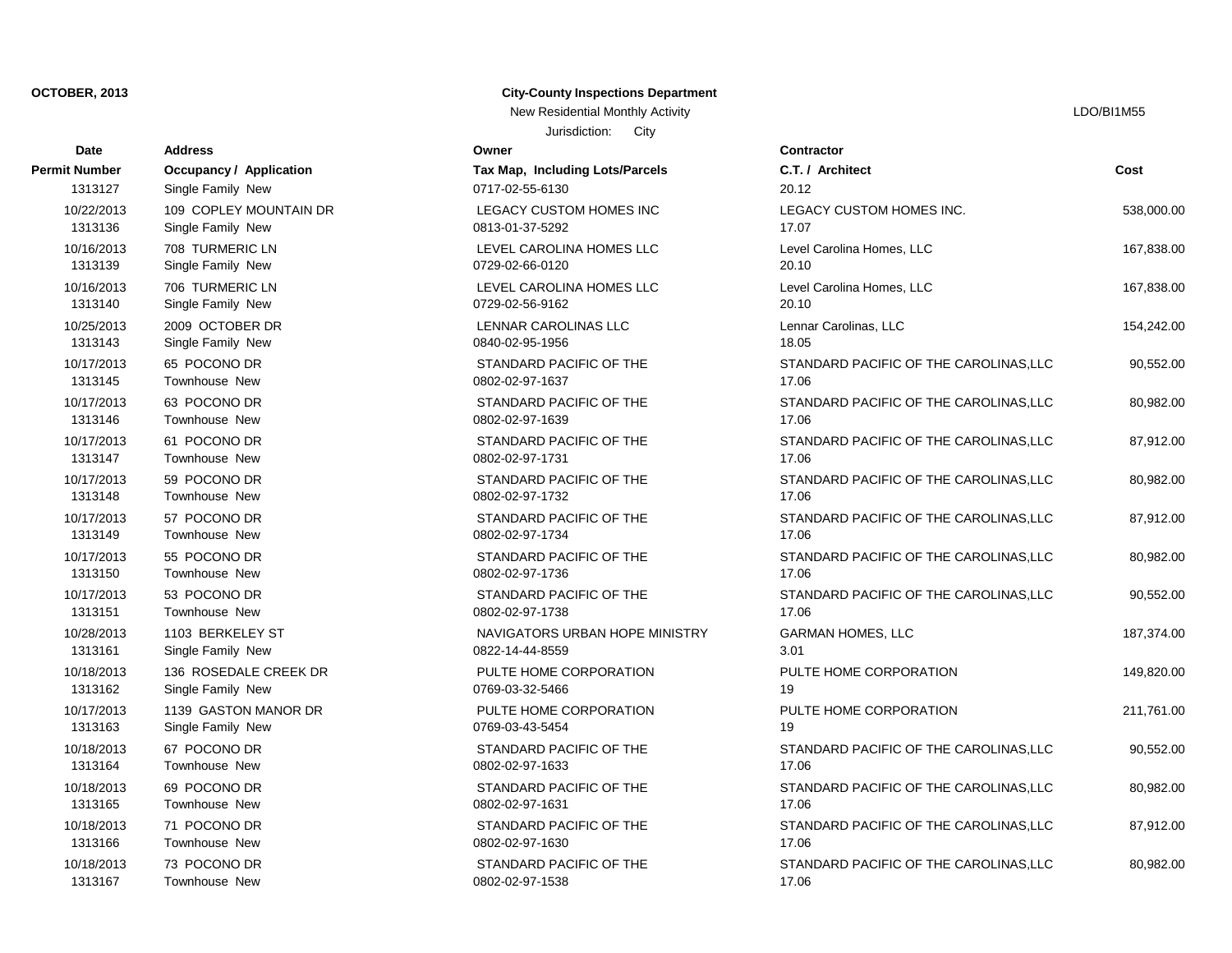**OCTOBER, 2013**

**City-County Inspections Department**

New Residential Monthly Activity

Jurisdiction: City

LDO/BI1M55

| Date / Permit Number | Address / Occupancy / Application | Owner / Tax Map, Including Lots/Parcels | Contractor / C.T. / Architect | Cost |
|---|---|---|---|---|
| 1313127 | Single Family New | 0717-02-55-6130 | 20.12 | |
| 10/22/2013 | 109 COPLEY MOUNTAIN DR | LEGACY CUSTOM HOMES INC | LEGACY CUSTOM HOMES INC. | 538,000.00 |
| 1313136 | Single Family New | 0813-01-37-5292 | 17.07 | |
| 10/16/2013 | 708 TURMERIC LN | LEVEL CAROLINA HOMES LLC | Level Carolina Homes, LLC | 167,838.00 |
| 1313139 | Single Family New | 0729-02-66-0120 | 20.10 | |
| 10/16/2013 | 706 TURMERIC LN | LEVEL CAROLINA HOMES LLC | Level Carolina Homes, LLC | 167,838.00 |
| 1313140 | Single Family New | 0729-02-56-9162 | 20.10 | |
| 10/25/2013 | 2009 OCTOBER DR | LENNAR CAROLINAS LLC | Lennar Carolinas, LLC | 154,242.00 |
| 1313143 | Single Family New | 0840-02-95-1956 | 18.05 | |
| 10/17/2013 | 65 POCONO DR | STANDARD PACIFIC OF THE | STANDARD PACIFIC OF THE CAROLINAS,LLC | 90,552.00 |
| 1313145 | Townhouse New | 0802-02-97-1637 | 17.06 | |
| 10/17/2013 | 63 POCONO DR | STANDARD PACIFIC OF THE | STANDARD PACIFIC OF THE CAROLINAS,LLC | 80,982.00 |
| 1313146 | Townhouse New | 0802-02-97-1639 | 17.06 | |
| 10/17/2013 | 61 POCONO DR | STANDARD PACIFIC OF THE | STANDARD PACIFIC OF THE CAROLINAS,LLC | 87,912.00 |
| 1313147 | Townhouse New | 0802-02-97-1731 | 17.06 | |
| 10/17/2013 | 59 POCONO DR | STANDARD PACIFIC OF THE | STANDARD PACIFIC OF THE CAROLINAS,LLC | 80,982.00 |
| 1313148 | Townhouse New | 0802-02-97-1732 | 17.06 | |
| 10/17/2013 | 57 POCONO DR | STANDARD PACIFIC OF THE | STANDARD PACIFIC OF THE CAROLINAS,LLC | 87,912.00 |
| 1313149 | Townhouse New | 0802-02-97-1734 | 17.06 | |
| 10/17/2013 | 55 POCONO DR | STANDARD PACIFIC OF THE | STANDARD PACIFIC OF THE CAROLINAS,LLC | 80,982.00 |
| 1313150 | Townhouse New | 0802-02-97-1736 | 17.06 | |
| 10/17/2013 | 53 POCONO DR | STANDARD PACIFIC OF THE | STANDARD PACIFIC OF THE CAROLINAS,LLC | 90,552.00 |
| 1313151 | Townhouse New | 0802-02-97-1738 | 17.06 | |
| 10/28/2013 | 1103 BERKELEY ST | NAVIGATORS URBAN HOPE MINISTRY | GARMAN HOMES, LLC | 187,374.00 |
| 1313161 | Single Family New | 0822-14-44-8559 | 3.01 | |
| 10/18/2013 | 136 ROSEDALE CREEK DR | PULTE HOME CORPORATION | PULTE HOME CORPORATION | 149,820.00 |
| 1313162 | Single Family New | 0769-03-32-5466 | 19 | |
| 10/17/2013 | 1139 GASTON MANOR DR | PULTE HOME CORPORATION | PULTE HOME CORPORATION | 211,761.00 |
| 1313163 | Single Family New | 0769-03-43-5454 | 19 | |
| 10/18/2013 | 67 POCONO DR | STANDARD PACIFIC OF THE | STANDARD PACIFIC OF THE CAROLINAS,LLC | 90,552.00 |
| 1313164 | Townhouse New | 0802-02-97-1633 | 17.06 | |
| 10/18/2013 | 69 POCONO DR | STANDARD PACIFIC OF THE | STANDARD PACIFIC OF THE CAROLINAS,LLC | 80,982.00 |
| 1313165 | Townhouse New | 0802-02-97-1631 | 17.06 | |
| 10/18/2013 | 71 POCONO DR | STANDARD PACIFIC OF THE | STANDARD PACIFIC OF THE CAROLINAS,LLC | 87,912.00 |
| 1313166 | Townhouse New | 0802-02-97-1630 | 17.06 | |
| 10/18/2013 | 73 POCONO DR | STANDARD PACIFIC OF THE | STANDARD PACIFIC OF THE CAROLINAS,LLC | 80,982.00 |
| 1313167 | Townhouse New | 0802-02-97-1538 | 17.06 | |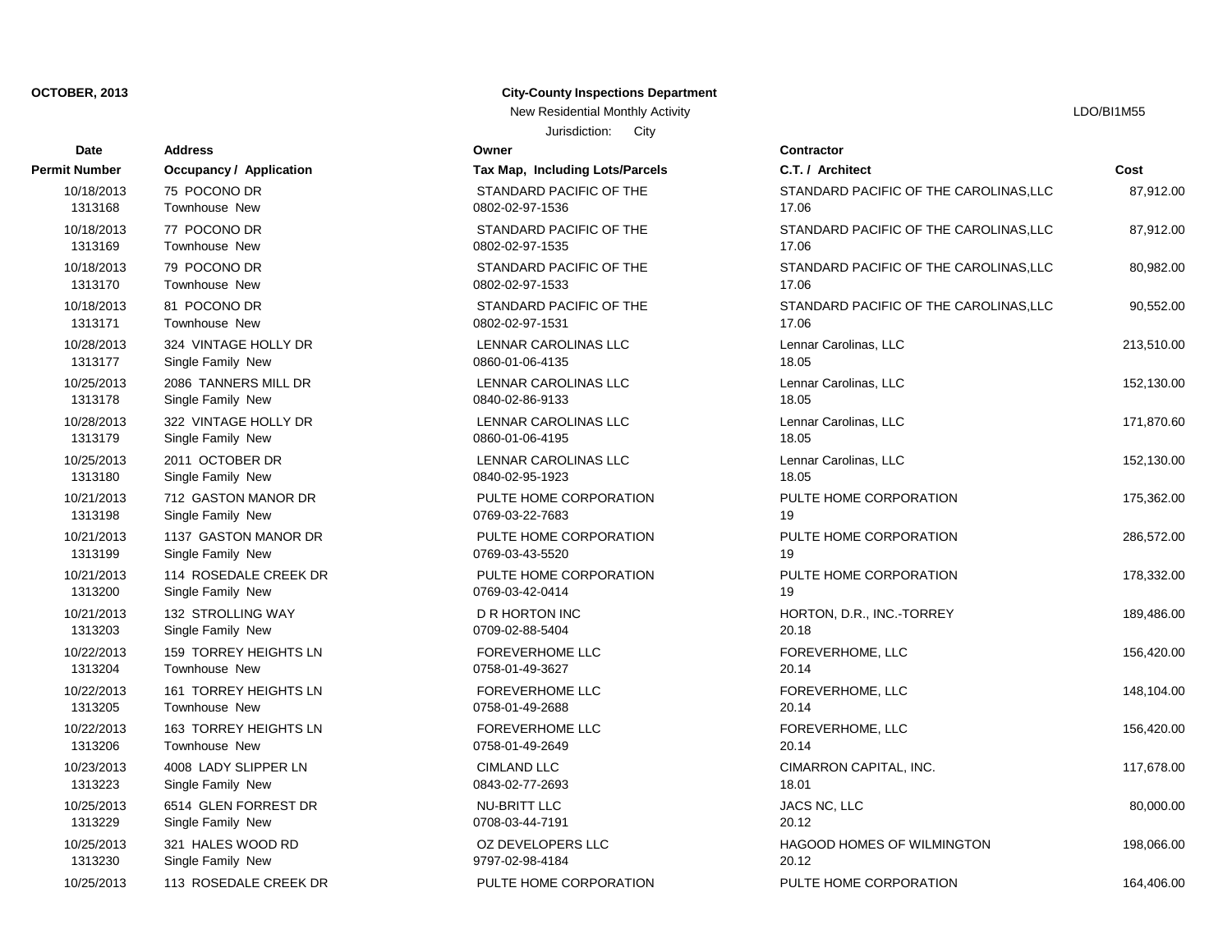**OCTOBER, 2013**

**City-County Inspections Department**

New Residential Monthly Activity

Jurisdiction: City

LDO/BI1M55

| Date<br>Permit Number | Address<br>Occupancy / Application | Owner<br>Tax Map, Including Lots/Parcels | Contractor<br>C.T. / Architect | Cost |
|---|---|---|---|---|
| 10/18/2013<br>1313168 | 75 POCONO DR<br>Townhouse New | STANDARD PACIFIC OF THE<br>0802-02-97-1536 | STANDARD PACIFIC OF THE CAROLINAS,LLC<br>17.06 | 87,912.00 |
| 10/18/2013<br>1313169 | 77 POCONO DR<br>Townhouse New | STANDARD PACIFIC OF THE<br>0802-02-97-1535 | STANDARD PACIFIC OF THE CAROLINAS,LLC<br>17.06 | 87,912.00 |
| 10/18/2013<br>1313170 | 79 POCONO DR<br>Townhouse New | STANDARD PACIFIC OF THE<br>0802-02-97-1533 | STANDARD PACIFIC OF THE CAROLINAS,LLC<br>17.06 | 80,982.00 |
| 10/18/2013<br>1313171 | 81 POCONO DR<br>Townhouse New | STANDARD PACIFIC OF THE<br>0802-02-97-1531 | STANDARD PACIFIC OF THE CAROLINAS,LLC<br>17.06 | 90,552.00 |
| 10/28/2013<br>1313177 | 324 VINTAGE HOLLY DR<br>Single Family New | LENNAR CAROLINAS LLC<br>0860-01-06-4135 | Lennar Carolinas, LLC<br>18.05 | 213,510.00 |
| 10/25/2013<br>1313178 | 2086 TANNERS MILL DR<br>Single Family New | LENNAR CAROLINAS LLC<br>0840-02-86-9133 | Lennar Carolinas, LLC<br>18.05 | 152,130.00 |
| 10/28/2013<br>1313179 | 322 VINTAGE HOLLY DR<br>Single Family New | LENNAR CAROLINAS LLC<br>0860-01-06-4195 | Lennar Carolinas, LLC<br>18.05 | 171,870.60 |
| 10/25/2013<br>1313180 | 2011 OCTOBER DR<br>Single Family New | LENNAR CAROLINAS LLC<br>0840-02-95-1923 | Lennar Carolinas, LLC<br>18.05 | 152,130.00 |
| 10/21/2013<br>1313198 | 712 GASTON MANOR DR<br>Single Family New | PULTE HOME CORPORATION<br>0769-03-22-7683 | PULTE HOME CORPORATION<br>19 | 175,362.00 |
| 10/21/2013<br>1313199 | 1137 GASTON MANOR DR<br>Single Family New | PULTE HOME CORPORATION<br>0769-03-43-5520 | PULTE HOME CORPORATION<br>19 | 286,572.00 |
| 10/21/2013<br>1313200 | 114 ROSEDALE CREEK DR<br>Single Family New | PULTE HOME CORPORATION<br>0769-03-42-0414 | PULTE HOME CORPORATION<br>19 | 178,332.00 |
| 10/21/2013<br>1313203 | 132 STROLLING WAY<br>Single Family New | D R HORTON INC<br>0709-02-88-5404 | HORTON, D.R., INC.-TORREY<br>20.18 | 189,486.00 |
| 10/22/2013<br>1313204 | 159 TORREY HEIGHTS LN<br>Townhouse New | FOREVERHOME LLC<br>0758-01-49-3627 | FOREVERHOME, LLC<br>20.14 | 156,420.00 |
| 10/22/2013<br>1313205 | 161 TORREY HEIGHTS LN<br>Townhouse New | FOREVERHOME LLC<br>0758-01-49-2688 | FOREVERHOME, LLC<br>20.14 | 148,104.00 |
| 10/22/2013<br>1313206 | 163 TORREY HEIGHTS LN<br>Townhouse New | FOREVERHOME LLC<br>0758-01-49-2649 | FOREVERHOME, LLC<br>20.14 | 156,420.00 |
| 10/23/2013<br>1313223 | 4008 LADY SLIPPER LN<br>Single Family New | CIMLAND LLC<br>0843-02-77-2693 | CIMARRON CAPITAL, INC.<br>18.01 | 117,678.00 |
| 10/25/2013<br>1313229 | 6514 GLEN FORREST DR<br>Single Family New | NU-BRITT LLC<br>0708-03-44-7191 | JACS NC, LLC<br>20.12 | 80,000.00 |
| 10/25/2013<br>1313230 | 321 HALES WOOD RD<br>Single Family New | OZ DEVELOPERS LLC<br>9797-02-98-4184 | HAGOOD HOMES OF WILMINGTON<br>20.12 | 198,066.00 |
| 10/25/2013 | 113 ROSEDALE CREEK DR | PULTE HOME CORPORATION | PULTE HOME CORPORATION | 164,406.00 |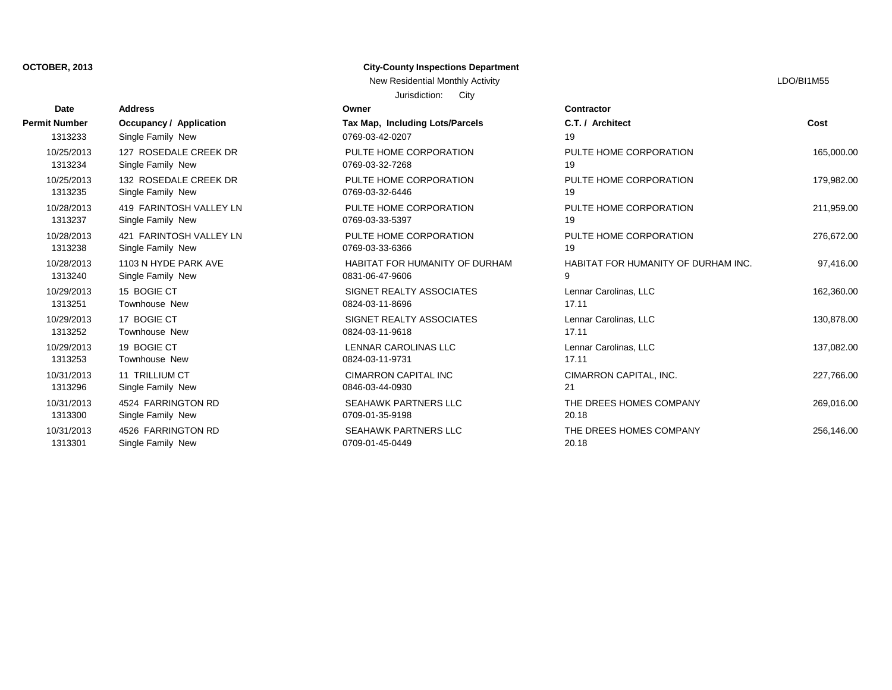**OCTOBER, 2013**

**City-County Inspections Department**

New Residential Monthly Activity

Jurisdiction: City

LDO/BI1M55

| Date / Permit Number | Address / Occupancy / Application | Owner / Tax Map, Including Lots/Parcels | Contractor / C.T. / Architect | Cost |
|---|---|---|---|---|
| 1313233 | Single Family New | 0769-03-42-0207 | 19 | |
| 10/25/2013 | 127 ROSEDALE CREEK DR | PULTE HOME CORPORATION | PULTE HOME CORPORATION | 165,000.00 |
| 1313234 | Single Family New | 0769-03-32-7268 | 19 | |
| 10/25/2013 | 132 ROSEDALE CREEK DR | PULTE HOME CORPORATION | PULTE HOME CORPORATION | 179,982.00 |
| 1313235 | Single Family New | 0769-03-32-6446 | 19 | |
| 10/28/2013 | 419 FARINTOSH VALLEY LN | PULTE HOME CORPORATION | PULTE HOME CORPORATION | 211,959.00 |
| 1313237 | Single Family New | 0769-03-33-5397 | 19 | |
| 10/28/2013 | 421 FARINTOSH VALLEY LN | PULTE HOME CORPORATION | PULTE HOME CORPORATION | 276,672.00 |
| 1313238 | Single Family New | 0769-03-33-6366 | 19 | |
| 10/28/2013 | 1103 N HYDE PARK AVE | HABITAT FOR HUMANITY OF DURHAM | HABITAT FOR HUMANITY OF DURHAM INC. | 97,416.00 |
| 1313240 | Single Family New | 0831-06-47-9606 | 9 | |
| 10/29/2013 | 15 BOGIE CT | SIGNET REALTY ASSOCIATES | Lennar Carolinas, LLC | 162,360.00 |
| 1313251 | Townhouse New | 0824-03-11-8696 | 17.11 | |
| 10/29/2013 | 17 BOGIE CT | SIGNET REALTY ASSOCIATES | Lennar Carolinas, LLC | 130,878.00 |
| 1313252 | Townhouse New | 0824-03-11-9618 | 17.11 | |
| 10/29/2013 | 19 BOGIE CT | LENNAR CAROLINAS LLC | Lennar Carolinas, LLC | 137,082.00 |
| 1313253 | Townhouse New | 0824-03-11-9731 | 17.11 | |
| 10/31/2013 | 11 TRILLIUM CT | CIMARRON CAPITAL INC | CIMARRON CAPITAL, INC. | 227,766.00 |
| 1313296 | Single Family New | 0846-03-44-0930 | 21 | |
| 10/31/2013 | 4524 FARRINGTON RD | SEAHAWK PARTNERS LLC | THE DREES HOMES COMPANY | 269,016.00 |
| 1313300 | Single Family New | 0709-01-35-9198 | 20.18 | |
| 10/31/2013 | 4526 FARRINGTON RD | SEAHAWK PARTNERS LLC | THE DREES HOMES COMPANY | 256,146.00 |
| 1313301 | Single Family New | 0709-01-45-0449 | 20.18 | |